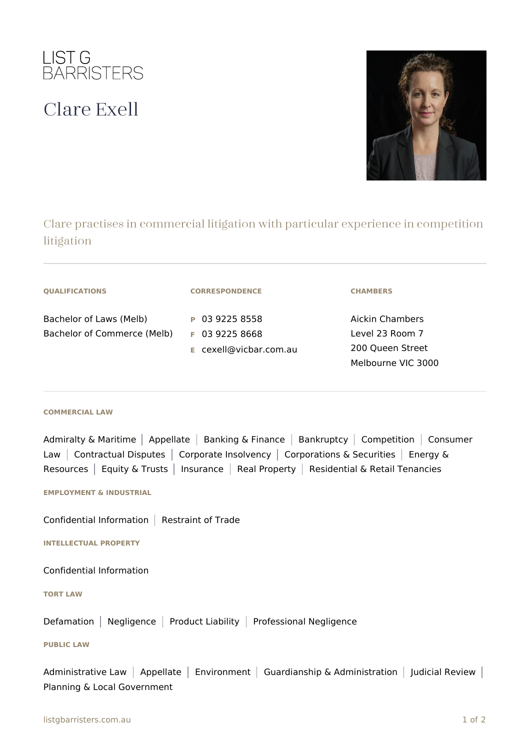LIST G
BARRISTERS

# Clare Exell

Clare practises in commercial litigation with particular experience in competition litigation

---

**QUALIFICATIONS**

Bachelor of Laws (Melb)
Bachelor of Commerce (Melb)

**CORRESPONDENCE**

**P** 03 9225 8558
**F** 03 9225 8668
**E** cexell@vicbar.com.au

**CHAMBERS**

Aickin Chambers
Level 23 Room 7
200 Queen Street
Melbourne VIC 3000

---

**COMMERCIAL LAW**

Admiralty & Maritime | Appellate | Banking & Finance | Bankruptcy | Competition | Consumer Law | Contractual Disputes | Corporate Insolvency | Corporations & Securities | Energy & Resources | Equity & Trusts | Insurance | Real Property | Residential & Retail Tenancies

**EMPLOYMENT & INDUSTRIAL**

Confidential Information | Restraint of Trade

**INTELLECTUAL PROPERTY**

Confidential Information

**TORT LAW**

Defamation | Negligence | Product Liability | Professional Negligence

**PUBLIC LAW**

Administrative Law | Appellate | Environment | Guardianship & Administration | Judicial Review | Planning & Local Government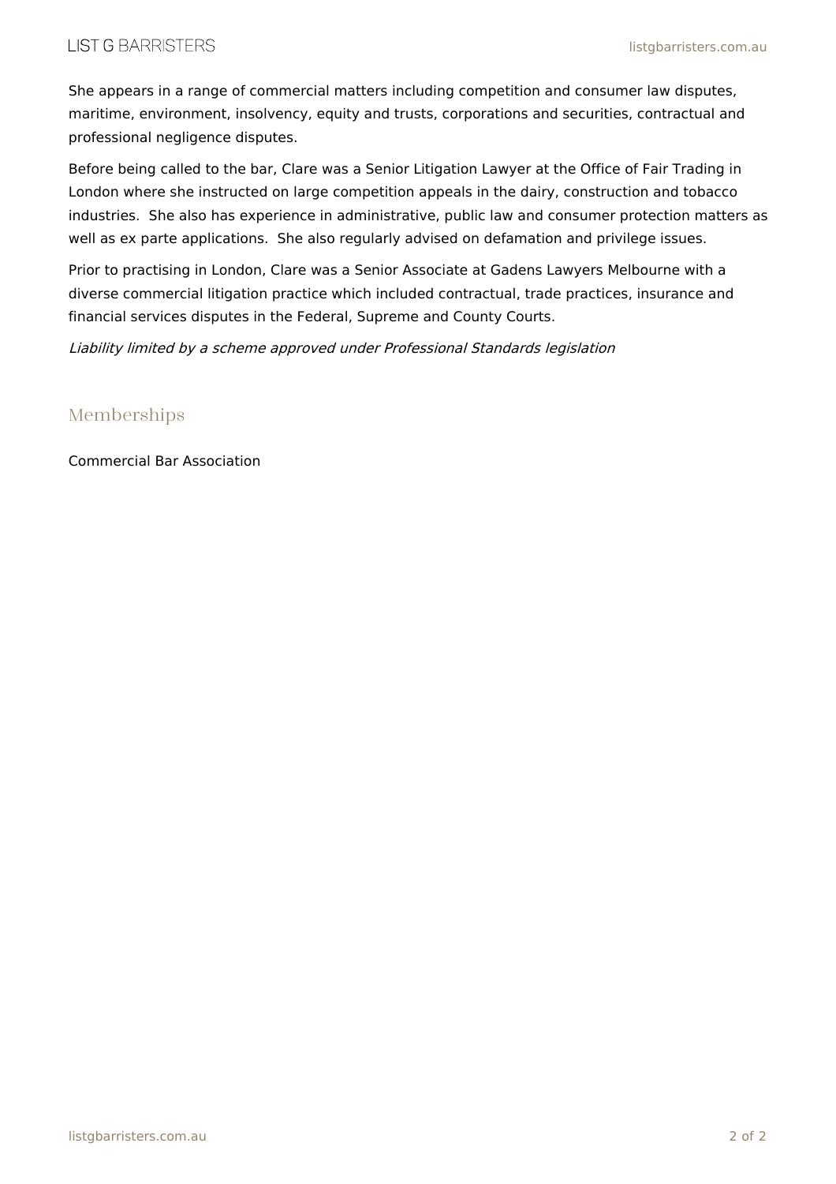She appears in a range of commercial matters including competition and consumer law disputes, maritime, environment, insolvency, equity and trusts, corporations and securities, contractual and professional negligence disputes.

Before being called to the bar, Clare was a Senior Litigation Lawyer at the Office of Fair Trading in London where she instructed on large competition appeals in the dairy, construction and tobacco industries. She also has experience in administrative, public law and consumer protection matters as well as ex parte applications. She also regularly advised on defamation and privilege issues.

Prior to practising in London, Clare was a Senior Associate at Gadens Lawyers Melbourne with a diverse commercial litigation practice which included contractual, trade practices, insurance and financial services disputes in the Federal, Supreme and County Courts.

*Liability limited by a scheme approved under Professional Standards legislation*

## Memberships

Commercial Bar Association